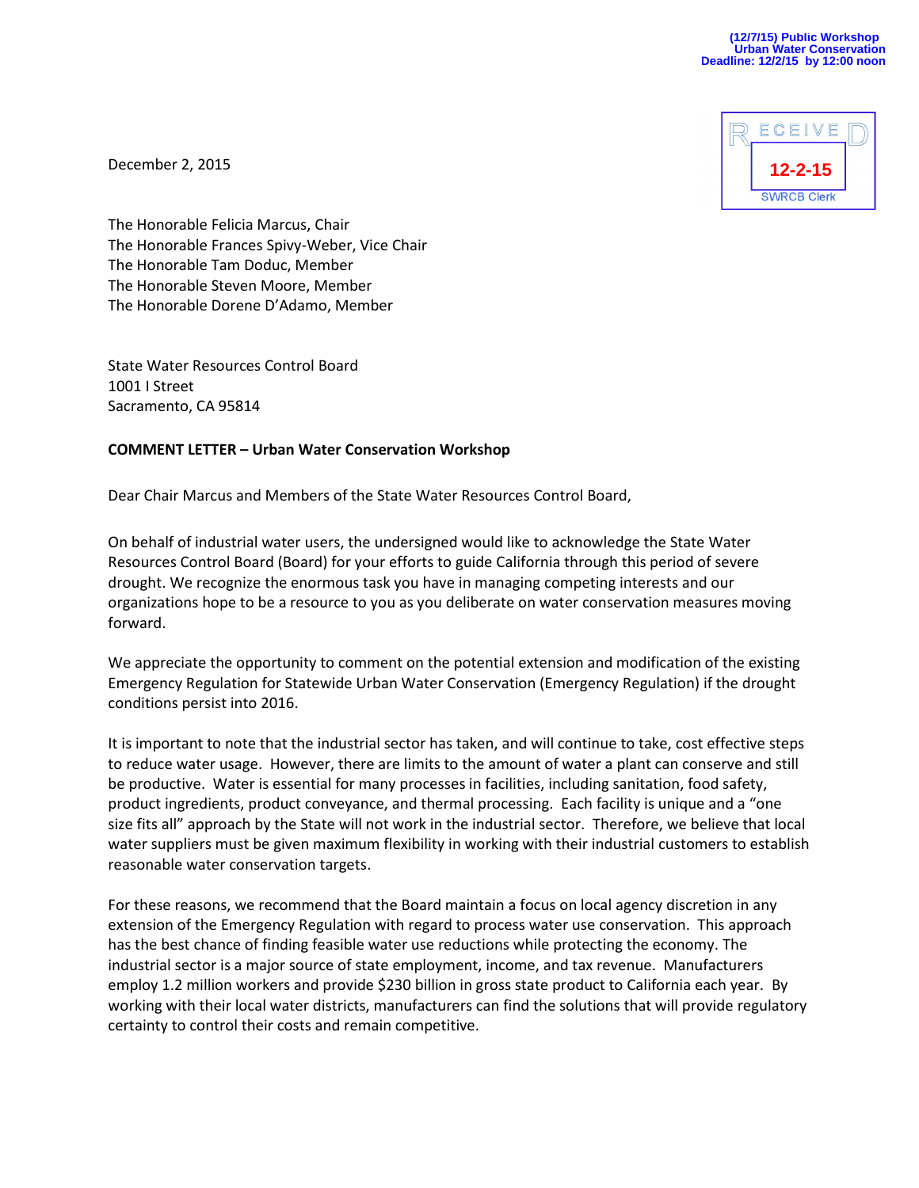(12/7/15) Public Workshop
Urban Water Conservation
Deadline: 12/2/15 by 12:00 noon

RECEIVED
12-2-15
SWRCB Clerk

December 2, 2015

The Honorable Felicia Marcus, Chair
The Honorable Frances Spivy-Weber, Vice Chair
The Honorable Tam Doduc, Member
The Honorable Steven Moore, Member
The Honorable Dorene D'Adamo, Member

State Water Resources Control Board
1001 I Street
Sacramento, CA 95814

**COMMENT LETTER – Urban Water Conservation Workshop**

Dear Chair Marcus and Members of the State Water Resources Control Board,

On behalf of industrial water users, the undersigned would like to acknowledge the State Water Resources Control Board (Board) for your efforts to guide California through this period of severe drought. We recognize the enormous task you have in managing competing interests and our organizations hope to be a resource to you as you deliberate on water conservation measures moving forward.

We appreciate the opportunity to comment on the potential extension and modification of the existing Emergency Regulation for Statewide Urban Water Conservation (Emergency Regulation) if the drought conditions persist into 2016.

It is important to note that the industrial sector has taken, and will continue to take, cost effective steps to reduce water usage. However, there are limits to the amount of water a plant can conserve and still be productive. Water is essential for many processes in facilities, including sanitation, food safety, product ingredients, product conveyance, and thermal processing. Each facility is unique and a "one size fits all" approach by the State will not work in the industrial sector. Therefore, we believe that local water suppliers must be given maximum flexibility in working with their industrial customers to establish reasonable water conservation targets.

For these reasons, we recommend that the Board maintain a focus on local agency discretion in any extension of the Emergency Regulation with regard to process water use conservation. This approach has the best chance of finding feasible water use reductions while protecting the economy. The industrial sector is a major source of state employment, income, and tax revenue. Manufacturers employ 1.2 million workers and provide $230 billion in gross state product to California each year. By working with their local water districts, manufacturers can find the solutions that will provide regulatory certainty to control their costs and remain competitive.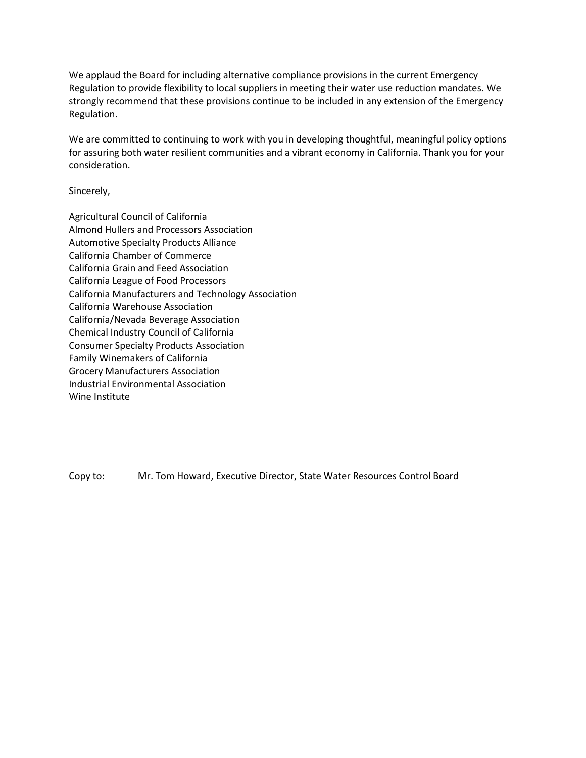We applaud the Board for including alternative compliance provisions in the current Emergency Regulation to provide flexibility to local suppliers in meeting their water use reduction mandates. We strongly recommend that these provisions continue to be included in any extension of the Emergency Regulation.

We are committed to continuing to work with you in developing thoughtful, meaningful policy options for assuring both water resilient communities and a vibrant economy in California. Thank you for your consideration.

Sincerely,

Agricultural Council of California
Almond Hullers and Processors Association
Automotive Specialty Products Alliance
California Chamber of Commerce
California Grain and Feed Association
California League of Food Processors
California Manufacturers and Technology Association
California Warehouse Association
California/Nevada Beverage Association
Chemical Industry Council of California
Consumer Specialty Products Association
Family Winemakers of California
Grocery Manufacturers Association
Industrial Environmental Association
Wine Institute

Copy to: Mr. Tom Howard, Executive Director, State Water Resources Control Board